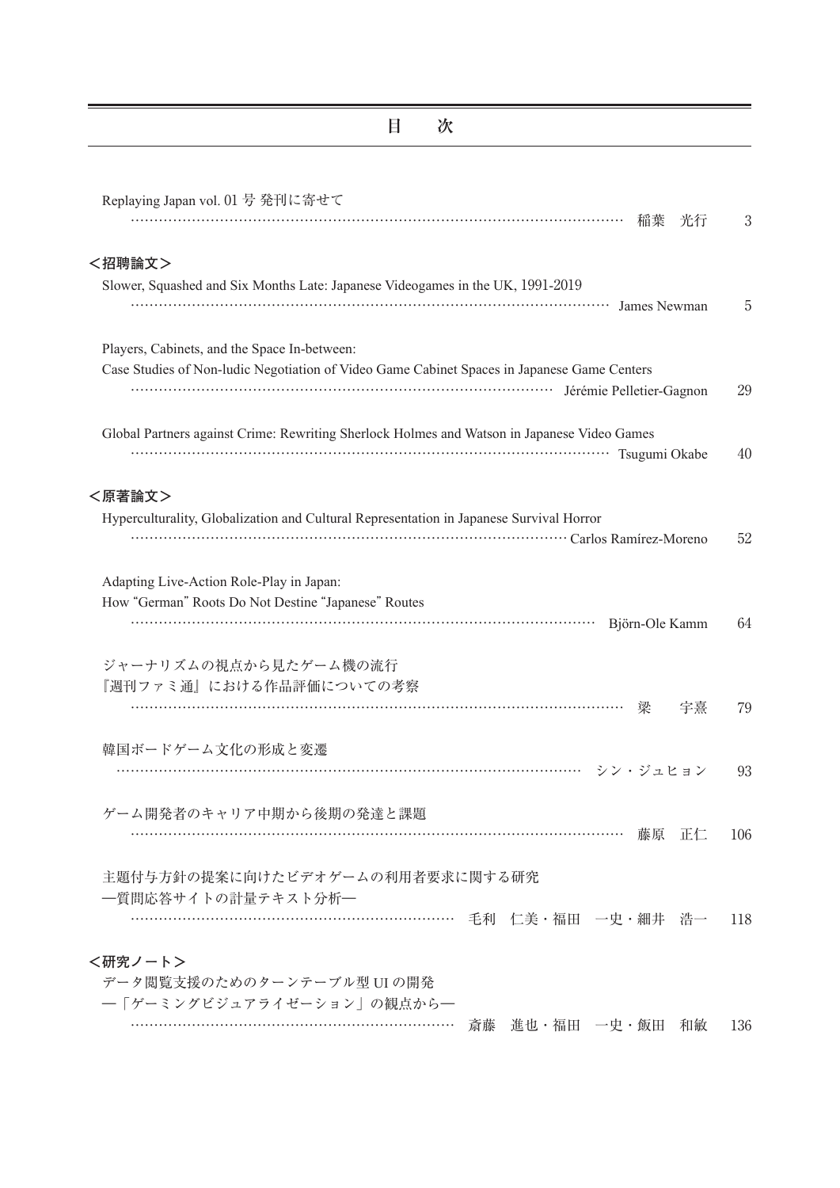# 目　次

Replaying Japan vol. 01 号 発刊に寄せて
……………………………………………………………………………………………… 稲葉　光行　3

## ＜招聘論文＞

Slower, Squashed and Six Months Late: Japanese Videogames in the UK, 1991-2019
……………………………………………………………………………………………… James Newman　5

Players, Cabinets, and the Space In-between:
Case Studies of Non-ludic Negotiation of Video Game Cabinet Spaces in Japanese Game Centers
……………………………………………………………………………………………… Jérémie Pelletier-Gagnon　29

Global Partners against Crime: Rewriting Sherlock Holmes and Watson in Japanese Video Games
……………………………………………………………………………………………… Tsugumi Okabe　40

## ＜原著論文＞

Hyperculturality, Globalization and Cultural Representation in Japanese Survival Horror
……………………………………………………………………………………………… Carlos Ramírez-Moreno　52

Adapting Live-Action Role-Play in Japan:
How "German" Roots Do Not Destine "Japanese" Routes
……………………………………………………………………………………………… Björn-Ole Kamm　64

ジャーナリズムの視点から見たゲーム機の流行
『週刊ファミ通』における作品評価についての考察
……………………………………………………………………………………………… 梁　宇熹　79

韓国ボードゲーム文化の形成と変遷
……………………………………………………………………………………………… シン・ジュヒョン　93

ゲーム開発者のキャリア中期から後期の発達と課題
……………………………………………………………………………………………… 藤原　正仁　106

主題付与方針の提案に向けたビデオゲームの利用者要求に関する研究
―質問応答サイトの計量テキスト分析―
……………………………………………………………………………………………… 毛利　仁美・福田　一史・細井　浩一　118

## ＜研究ノート＞

データ閲覧支援のためのターンテーブル型 UI の開発
―「ゲーミングビジュアライゼーション」の観点から―
……………………………………………………………………………………………… 斎藤　進也・福田　一史・飯田　和敏　136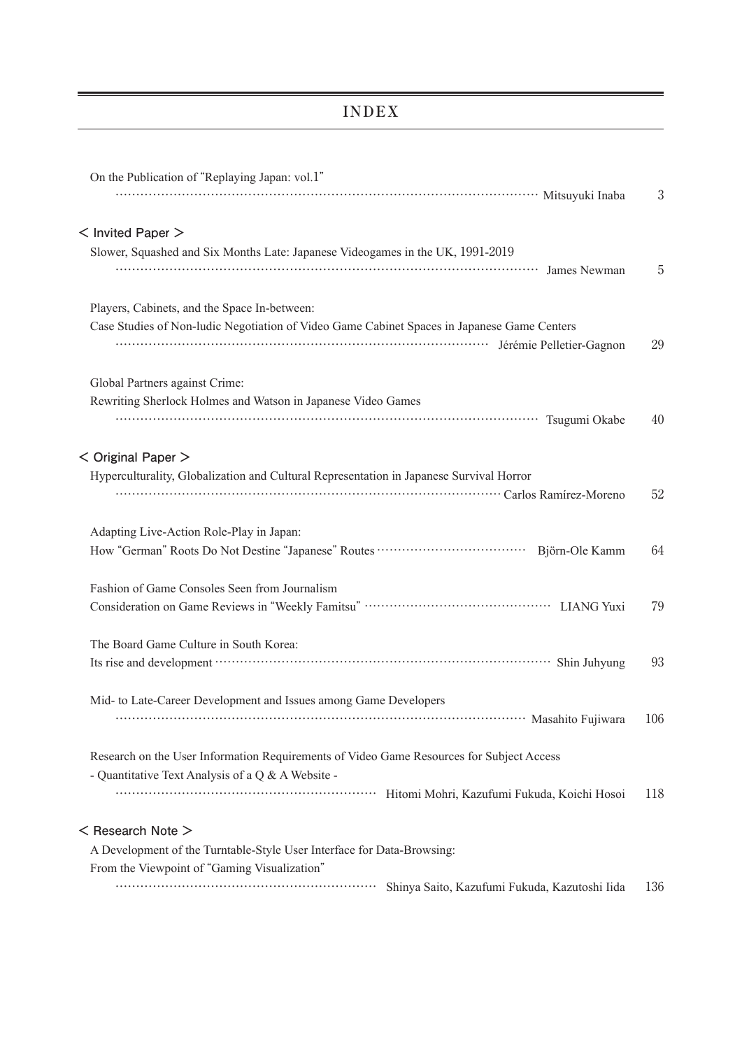# INDEX

On the Publication of "Replaying Japan: vol.1" ............ Mitsuyuki Inaba 3

**< Invited Paper >**

Slower, Squashed and Six Months Late: Japanese Videogames in the UK, 1991-2019 ............ James Newman 5

Players, Cabinets, and the Space In-between:
Case Studies of Non-ludic Negotiation of Video Game Cabinet Spaces in Japanese Game Centers ............ Jérémie Pelletier-Gagnon 29

Global Partners against Crime:
Rewriting Sherlock Holmes and Watson in Japanese Video Games ............ Tsugumi Okabe 40

**< Original Paper >**

Hyperculturality, Globalization and Cultural Representation in Japanese Survival Horror ............ Carlos Ramírez-Moreno 52

Adapting Live-Action Role-Play in Japan:
How "German" Roots Do Not Destine "Japanese" Routes ............ Björn-Ole Kamm 64

Fashion of Game Consoles Seen from Journalism
Consideration on Game Reviews in "Weekly Famitsu" ............ LIANG Yuxi 79

The Board Game Culture in South Korea:
Its rise and development ............ Shin Juhyung 93

Mid- to Late-Career Development and Issues among Game Developers ............ Masahito Fujiwara 106

Research on the User Information Requirements of Video Game Resources for Subject Access
- Quantitative Text Analysis of a Q & A Website - ............ Hitomi Mohri, Kazufumi Fukuda, Koichi Hosoi 118

**< Research Note >**

A Development of the Turntable-Style User Interface for Data-Browsing:
From the Viewpoint of "Gaming Visualization" ............ Shinya Saito, Kazufumi Fukuda, Kazutoshi Iida 136